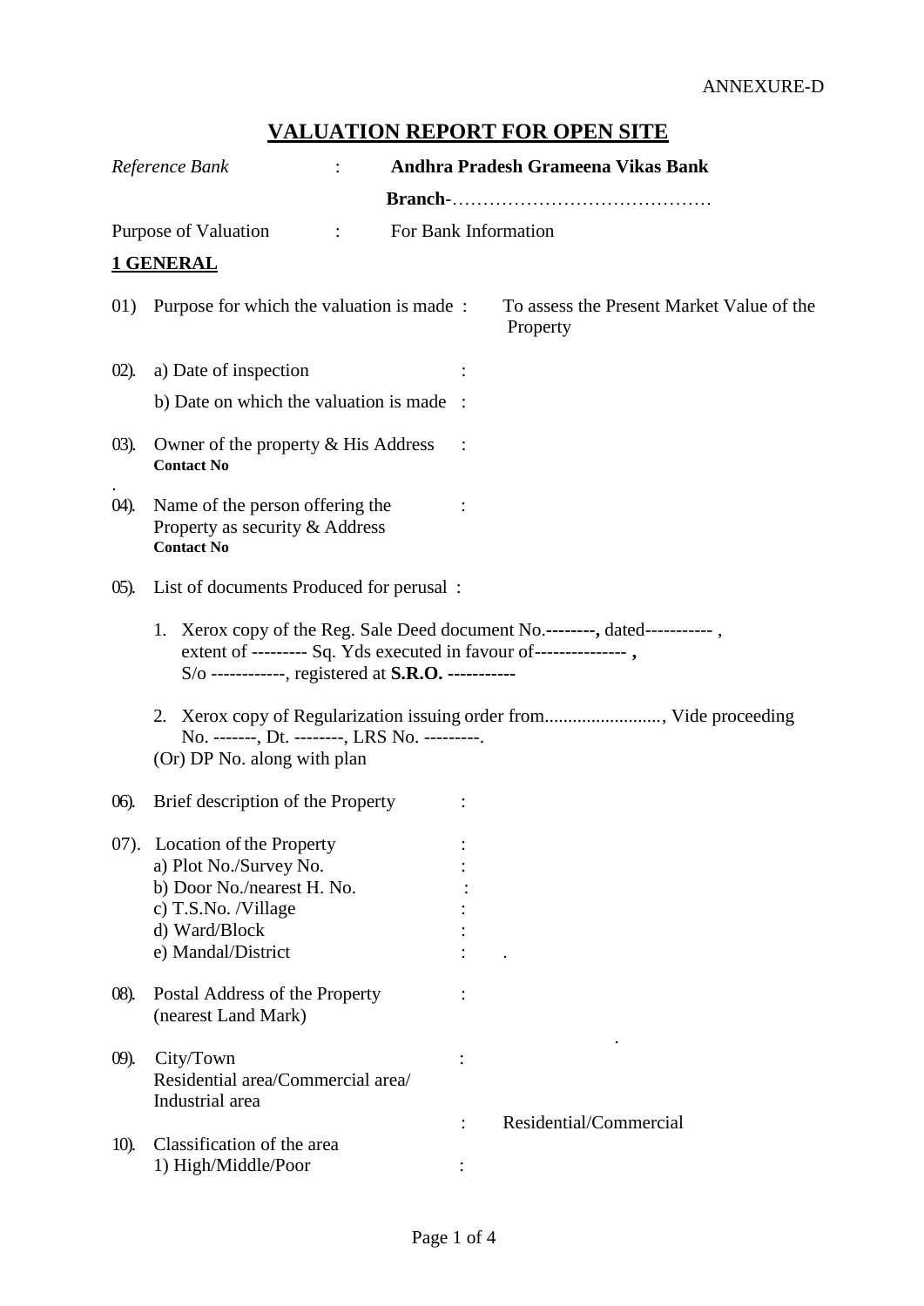ANNEXURE-D

# VALUATION REPORT FOR OPEN SITE

*Reference Bank* : **Andhra Pradesh Grameena Vikas Bank**

**Branch**-……………………………………

Purpose of Valuation : For Bank Information

## 1 GENERAL

01) Purpose for which the valuation is made : To assess the Present Market Value of the Property

02). a) Date of inspection :

b) Date on which the valuation is made :

03). Owner of the property & His Address :
**Contact No**

04). Name of the person offering the Property as security & Address :
**Contact No**

05). List of documents Produced for perusal :

1. Xerox copy of the Reg. Sale Deed document No.**--------,** dated----------- , extent of --------- Sq. Yds executed in favour of--------------- **,** S/o ------------, registered at **S.R.O. -----------**

2. Xerox copy of Regularization issuing order from........................., Vide proceeding No. -------, Dt. --------, LRS No. ---------.

(Or) DP No. along with plan

06). Brief description of the Property :

07). Location of the Property :

a) Plot No./Survey No. :

b) Door No./nearest H. No. :

c) T.S.No. /Village :

d) Ward/Block :

e) Mandal/District : .

08). Postal Address of the Property (nearest Land Mark) :

09). City/Town :

Residential area/Commercial area/ Industrial area : Residential/Commercial

10). Classification of the area

1) High/Middle/Poor :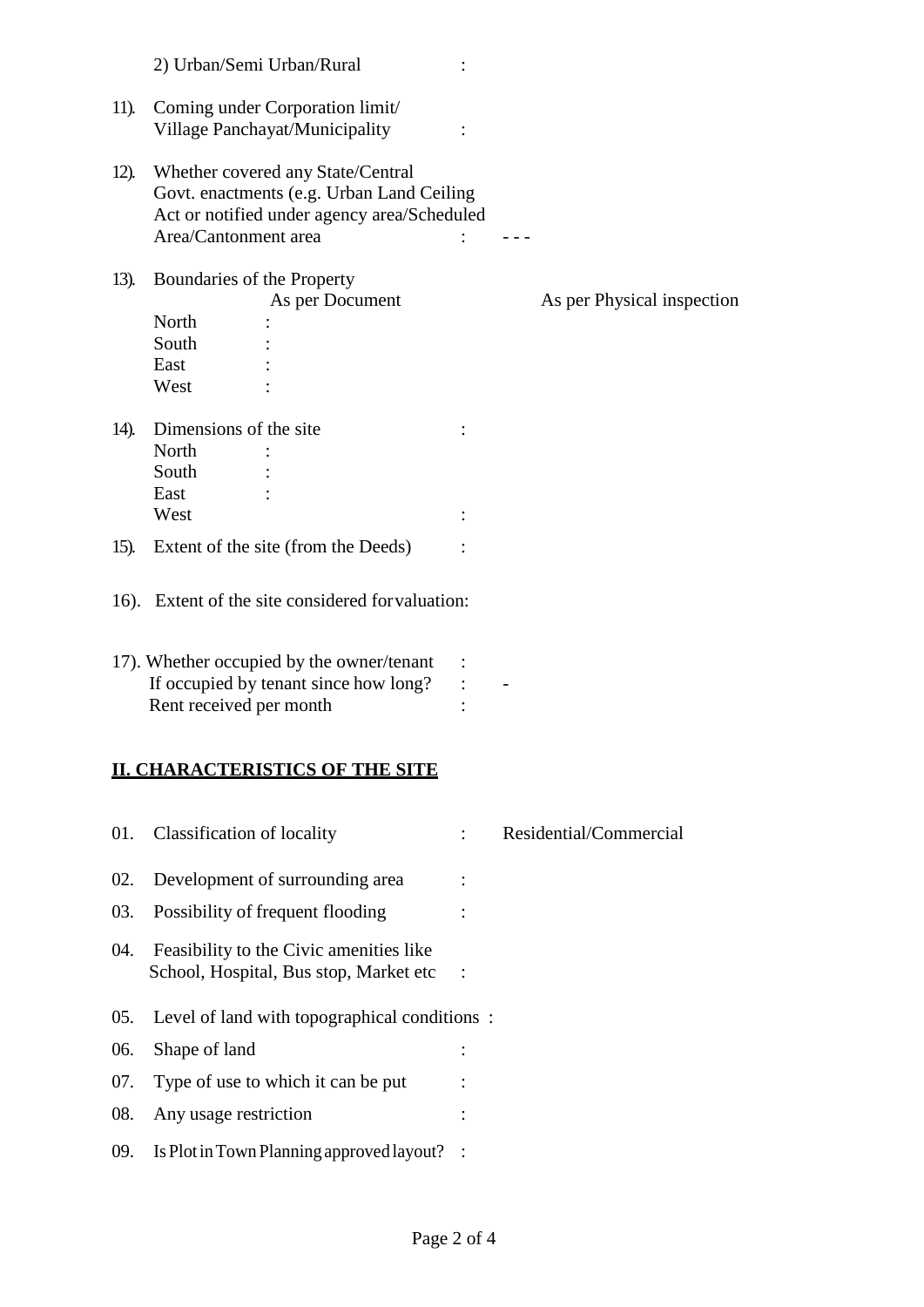2) Urban/Semi Urban/Rural :

11). Coming under Corporation limit/ Village Panchayat/Municipality :

12). Whether covered any State/Central Govt. enactments (e.g. Urban Land Ceiling Act or notified under agency area/Scheduled Area/Cantonment area : - - -

13). Boundaries of the Property

| | As per Document | As per Physical inspection |
|---|---|---|
| North | : | |
| South | : | |
| East | : | |
| West | : | |

14). Dimensions of the site :

North :
South :
East :
West :

15). Extent of the site (from the Deeds) :

16). Extent of the site considered for valuation:

17). Whether occupied by the owner/tenant :
If occupied by tenant since how long? : -
Rent received per month :

## II. CHARACTERISTICS OF THE SITE

01. Classification of locality : Residential/Commercial
02. Development of surrounding area :
03. Possibility of frequent flooding :
04. Feasibility to the Civic amenities like School, Hospital, Bus stop, Market etc :
05. Level of land with topographical conditions :
06. Shape of land :
07. Type of use to which it can be put :
08. Any usage restriction :
09. Is Plot in Town Planning approved layout? :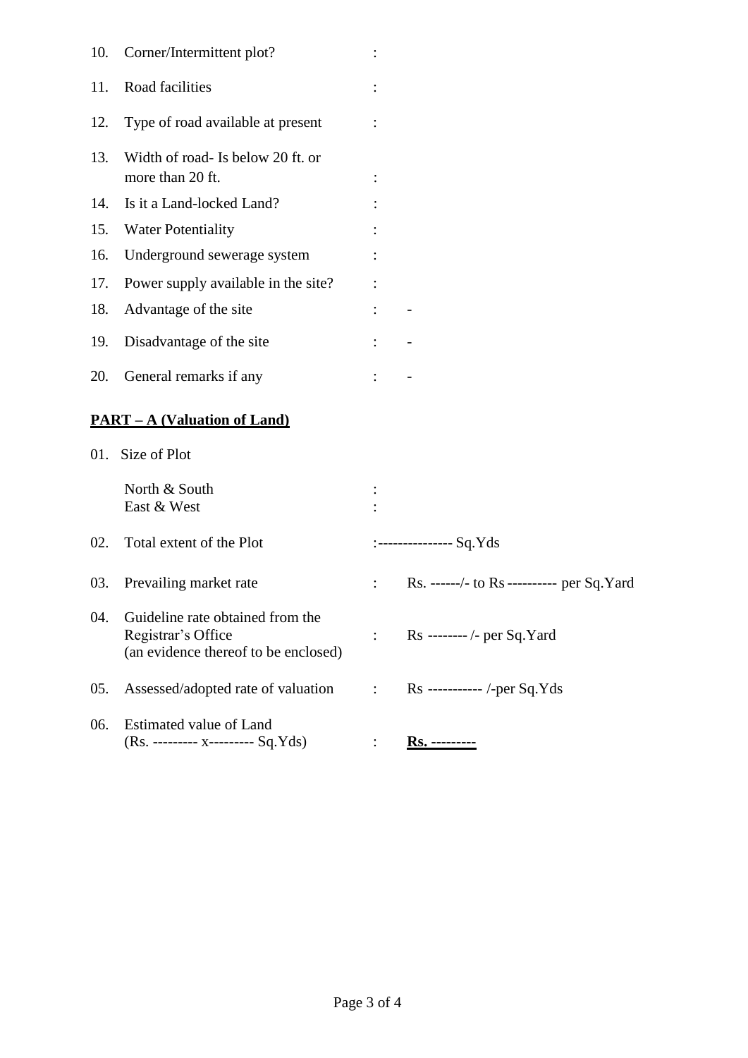| | | | |
|---|---|---|---|
| 10. | Corner/Intermittent plot? | : | |
| 11. | Road facilities | : | |
| 12. | Type of road available at present | : | |
| 13. | Width of road- Is below 20 ft. or more than 20 ft. | : | |
| 14. | Is it a Land-locked Land? | : | |
| 15. | Water Potentiality | : | |
| 16. | Underground sewerage system | : | |
| 17. | Power supply available in the site? | : | |
| 18. | Advantage of the site | : | - |
| 19. | Disadvantage of the site | : | - |
| 20. | General remarks if any | : | - |

## **PART – A (Valuation of Land)**

| | | | |
|---|---|---|---|
| 01. | Size of Plot | | |
| | North & South | : | |
| | East & West | : | |
| 02. | Total extent of the Plot | : | --------------- Sq.Yds |
| 03. | Prevailing market rate | : | Rs. ------/- to Rs ---------- per Sq.Yard |
| 04. | Guideline rate obtained from the Registrar's Office (an evidence thereof to be enclosed) | : | Rs -------- /- per Sq.Yard |
| 05. | Assessed/adopted rate of valuation | : | Rs ----------- /-per Sq.Yds |
| 06. | Estimated value of Land (Rs. --------- x--------- Sq.Yds) | : | **Rs. ---------** |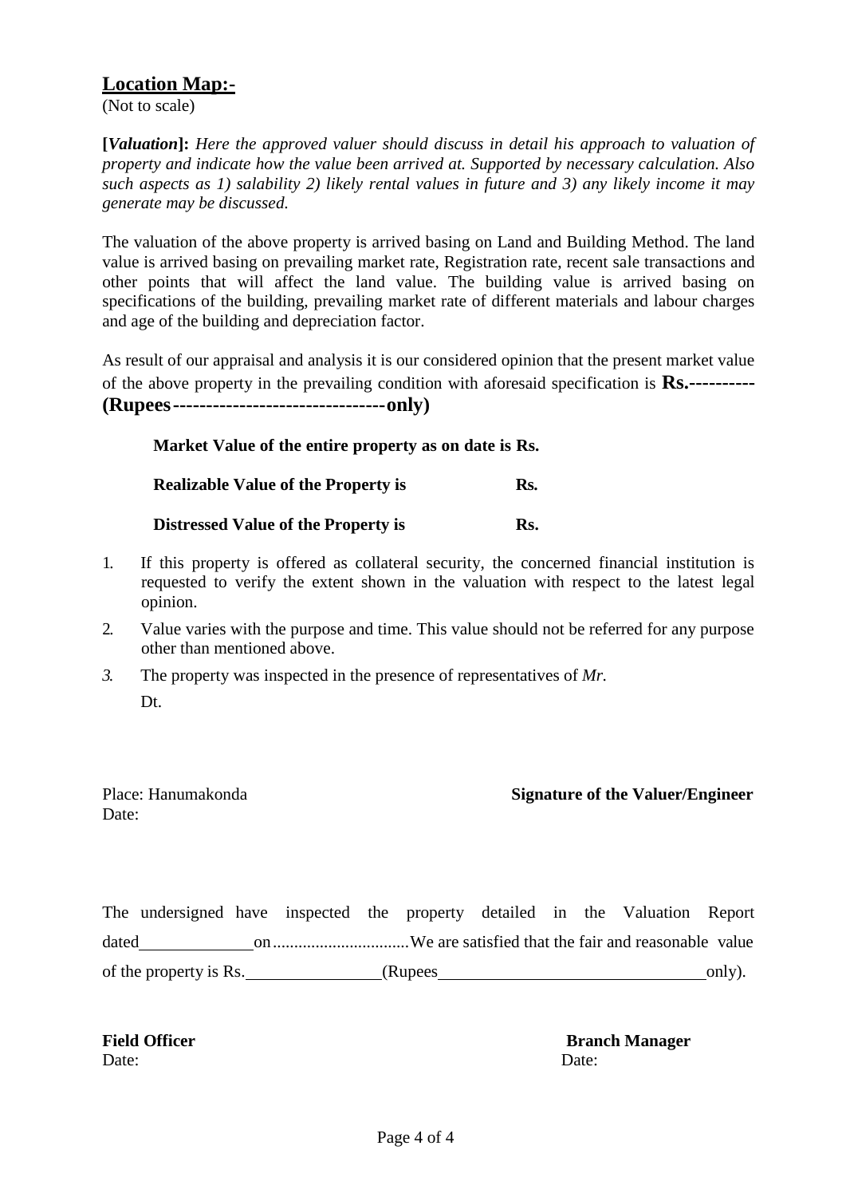## Location Map:-

(Not to scale)

**[*Valuation*]:** *Here the approved valuer should discuss in detail his approach to valuation of property and indicate how the value been arrived at. Supported by necessary calculation. Also such aspects as 1) salability 2) likely rental values in future and 3) any likely income it may generate may be discussed.*

The valuation of the above property is arrived basing on Land and Building Method. The land value is arrived basing on prevailing market rate, Registration rate, recent sale transactions and other points that will affect the land value. The building value is arrived basing on specifications of the building, prevailing market rate of different materials and labour charges and age of the building and depreciation factor.

As result of our appraisal and analysis it is our considered opinion that the present market value of the above property in the prevailing condition with aforesaid specification is **Rs.---------- (Rupees--------------------------------only)**

**Market Value of the entire property as on date is Rs.**

**Realizable Value of the Property is Rs.**

**Distressed Value of the Property is Rs.**

1. If this property is offered as collateral security, the concerned financial institution is requested to verify the extent shown in the valuation with respect to the latest legal opinion.
2. Value varies with the purpose and time. This value should not be referred for any purpose other than mentioned above.
3. The property was inspected in the presence of representatives of *Mr.*

   Dt.

Place: Hanumakonda

Date:

**Signature of the Valuer/Engineer**

The undersigned have inspected the property detailed in the Valuation Report dated ____________ on ................................ We are satisfied that the fair and reasonable value of the property is Rs.______________ (Rupees ______________________________ only).

**Field Officer**

Date:

**Branch Manager**

Date: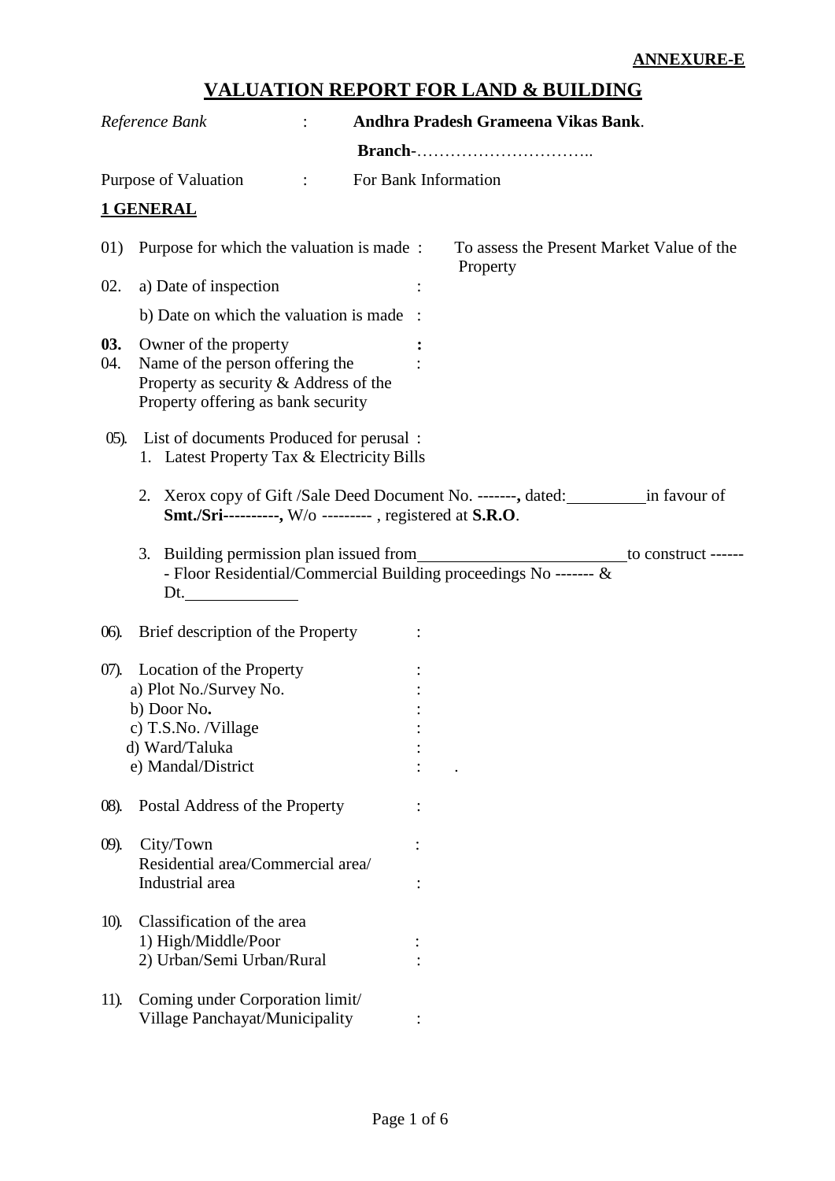**ANNEXURE-E**

# VALUATION REPORT FOR LAND & BUILDING

*Reference Bank* : **Andhra Pradesh Grameena Vikas Bank**.

**Branch**-…………………………..

Purpose of Valuation : For Bank Information

## 1 GENERAL

01) Purpose for which the valuation is made : To assess the Present Market Value of the Property

02. a) Date of inspection :

    b) Date on which the valuation is made :

**03.** Owner of the property **:**

04. Name of the person offering the Property as security & Address of the Property offering as bank security :

05). List of documents Produced for perusal :

1. Latest Property Tax & Electricity Bills
2. Xerox copy of Gift /Sale Deed Document No. -------**,** dated:__________in favour of **Smt./Sri----------,** W/o --------- , registered at **S.R.O**.
3. Building permission plan issued from__________________________to construct ------- Floor Residential/Commercial Building proceedings No ------- & Dt.______________

06). Brief description of the Property :

07). Location of the Property :

a) Plot No./Survey No. :

b) Door No**.** :

c) T.S.No. /Village :

d) Ward/Taluka :

e) Mandal/District : .

08). Postal Address of the Property :

09). City/Town :

Residential area/Commercial area/ Industrial area :

10). Classification of the area

1) High/Middle/Poor :

2) Urban/Semi Urban/Rural :

11). Coming under Corporation limit/ Village Panchayat/Municipality :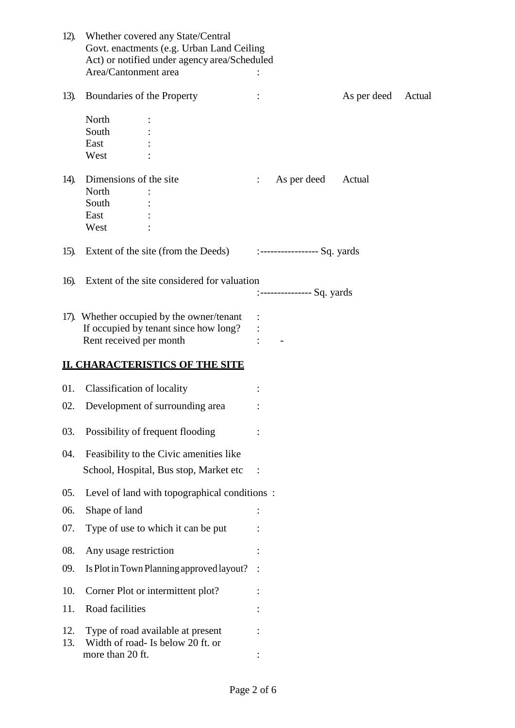12). Whether covered any State/Central Govt. enactments (e.g. Urban Land Ceiling Act) or notified under agency area/Scheduled Area/Cantonment area :

13). Boundaries of the Property : As per deed Actual

| | | As per deed | Actual |
|---|---|---|---|
| North | : | | |
| South | : | | |
| East | : | | |
| West | : | | |

14). Dimensions of the site : As per deed Actual

| | | As per deed | Actual |
|---|---|---|---|
| North | : | | |
| South | : | | |
| East | : | | |
| West | : | | |

15). Extent of the site (from the Deeds) :---------------- Sq. yards

16). Extent of the site considered for valuation :--------------- Sq. yards

17). Whether occupied by the owner/tenant :
If occupied by tenant since how long? :
Rent received per month : -

## II. CHARACTERISTICS OF THE SITE

01. Classification of locality :
02. Development of surrounding area :
03. Possibility of frequent flooding :
04. Feasibility to the Civic amenities like School, Hospital, Bus stop, Market etc :
05. Level of land with topographical conditions :
06. Shape of land :
07. Type of use to which it can be put :
08. Any usage restriction :
09. Is Plot in Town Planning approved layout? :
10. Corner Plot or intermittent plot? :
11. Road facilities :
12. Type of road available at present :
13. Width of road- Is below 20 ft. or more than 20 ft. :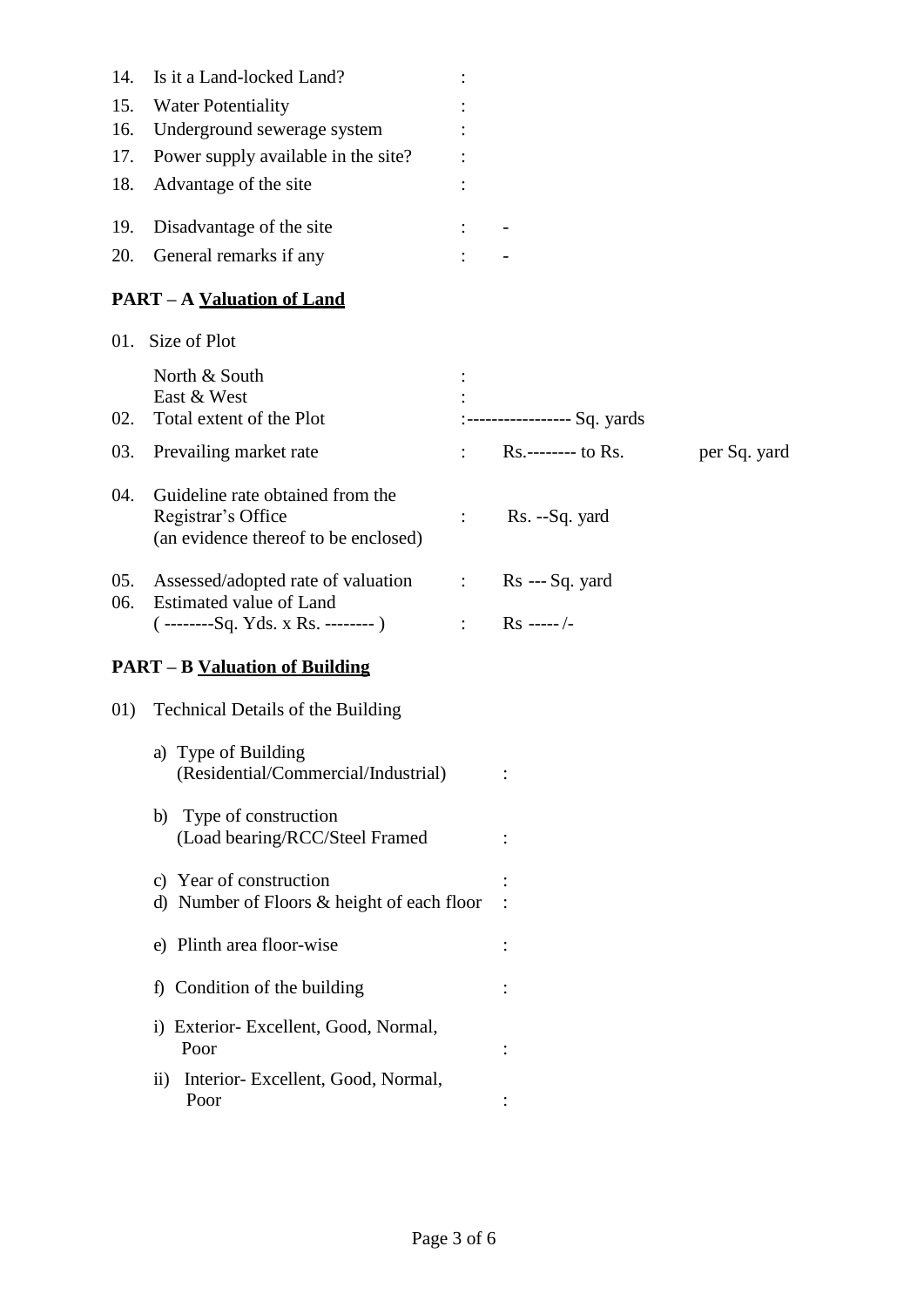14. Is it a Land-locked Land? :
15. Water Potentiality :
16. Underground sewerage system :
17. Power supply available in the site? :
18. Advantage of the site :
19. Disadvantage of the site : -
20. General remarks if any : -

**PART – A <u>Valuation of Land</u>**

01. Size of Plot

    North & South :
    East & West :

02. Total extent of the Plot :---------------- Sq. yards
03. Prevailing market rate : Rs.-------- to Rs. per Sq. yard
04. Guideline rate obtained from the Registrar's Office (an evidence thereof to be enclosed) : Rs. --Sq. yard
05. Assessed/adopted rate of valuation : Rs --- Sq. yard
06. Estimated value of Land ( --------Sq. Yds. x Rs. -------- ) : Rs -----/-

**PART – B <u>Valuation of Building</u>**

01) Technical Details of the Building

    a) Type of Building (Residential/Commercial/Industrial) :

    b) Type of construction (Load bearing/RCC/Steel Framed :

    c) Year of construction :

    d) Number of Floors & height of each floor :

    e) Plinth area floor-wise :

    f) Condition of the building :

    i) Exterior- Excellent, Good, Normal, Poor :

    ii) Interior- Excellent, Good, Normal, Poor :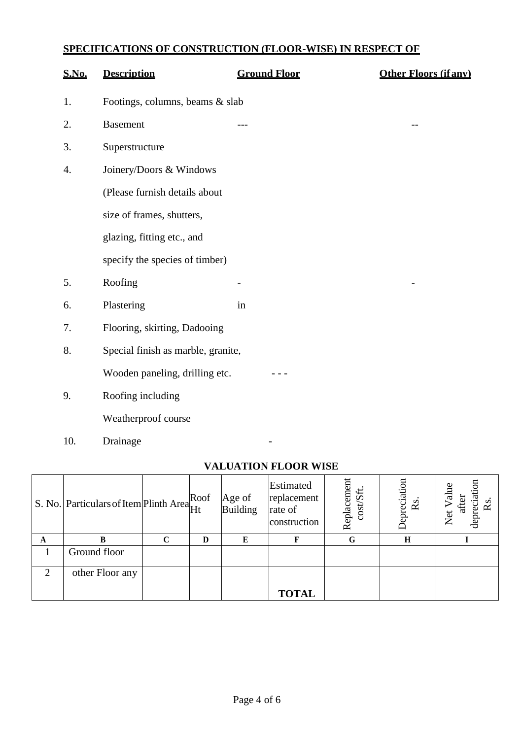## SPECIFICATIONS OF CONSTRUCTION (FLOOR-WISE) IN RESPECT OF

| S.No. | Description | Ground Floor | Other Floors (if any) |
|---|---|---|---|
| 1. | Footings, columns, beams & slab | | |
| 2. | Basement | --- | -- |
| 3. | Superstructure | | |
| 4. | Joinery/Doors & Windows (Please furnish details about size of frames, shutters, glazing, fitting etc., and specify the species of timber) | | |
| 5. | Roofing | - | - |
| 6. | Plastering | in | |
| 7. | Flooring, skirting, Dadooing | | |
| 8. | Special finish as marble, granite, Wooden paneling, drilling etc. | - - - | |
| 9. | Roofing including Weatherproof course | | |
| 10. | Drainage | - | |

## VALUATION FLOOR WISE

| S. No. | Particulars of Item | Plinth Area | Roof Ht | Age of Building | Estimated replacement rate of construction | Replacement cost/Sft. | Depreciation Rs. | Net Value after depreciation Rs. |
|---|---|---|---|---|---|---|---|---|
| **A** | **B** | **C** | **D** | **E** | **F** | **G** | **H** | **I** |
| 1 | Ground floor | | | | | | | |
| 2 | other Floor any | | | | | | | |
| | | | | | **TOTAL** | | | |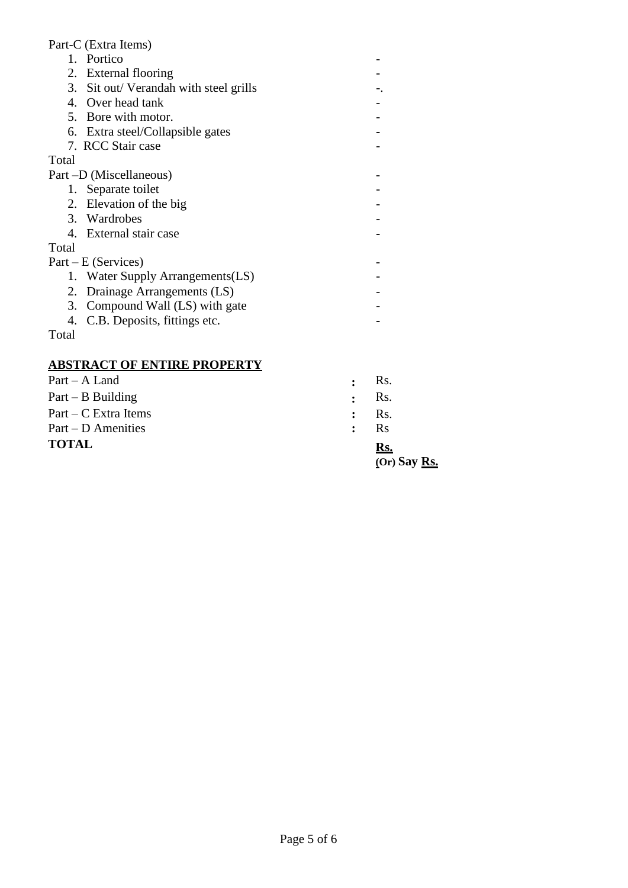Part-C (Extra Items)

1. Portico -
2. External flooring -
3. Sit out/ Verandah with steel grills -.
4. Over head tank -
5. Bore with motor. -
6. Extra steel/Collapsible gates -
7. RCC Stair case -

Total

Part –D (Miscellaneous) -

1. Separate toilet -
2. Elevation of the big -
3. Wardrobes -
4. External stair case -

Total

Part – E (Services) -

1. Water Supply Arrangements(LS) -
2. Drainage Arrangements (LS) -
3. Compound Wall (LS) with gate -
4. C.B. Deposits, fittings etc. -

Total

## ABSTRACT OF ENTIRE PROPERTY

| | | |
|---|---|---|
| Part – A Land | : | Rs. |
| Part – B Building | : | Rs. |
| Part – C Extra Items | : | Rs. |
| Part – D Amenities | : | Rs |
| **TOTAL** | | **Rs.** |
| | | **(Or) Say Rs.** |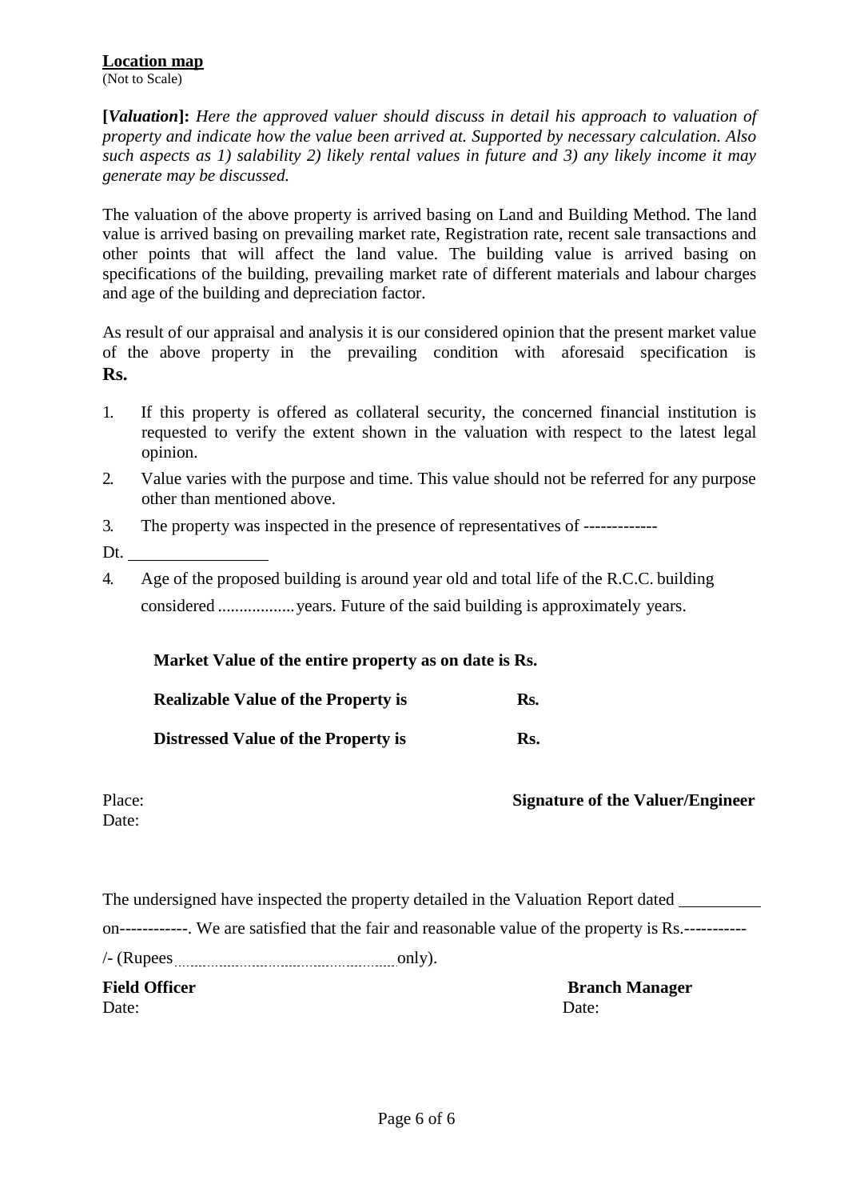**Location map**
(Not to Scale)

**[*Valuation*]:** *Here the approved valuer should discuss in detail his approach to valuation of property and indicate how the value been arrived at. Supported by necessary calculation. Also such aspects as 1) salability 2) likely rental values in future and 3) any likely income it may generate may be discussed.*

The valuation of the above property is arrived basing on Land and Building Method. The land value is arrived basing on prevailing market rate, Registration rate, recent sale transactions and other points that will affect the land value. The building value is arrived basing on specifications of the building, prevailing market rate of different materials and labour charges and age of the building and depreciation factor.

As result of our appraisal and analysis it is our considered opinion that the present market value of the above property in the prevailing condition with aforesaid specification is **Rs.**

1. If this property is offered as collateral security, the concerned financial institution is requested to verify the extent shown in the valuation with respect to the latest legal opinion.
2. Value varies with the purpose and time. This value should not be referred for any purpose other than mentioned above.
3. The property was inspected in the presence of representatives of -------------

Dt. ________________

4. Age of the proposed building is around year old and total life of the R.C.C. building considered ................. years. Future of the said building is approximately years.

**Market Value of the entire property as on date is Rs.**

**Realizable Value of the Property is Rs.**

**Distressed Value of the Property is Rs.**

Place: **Signature of the Valuer/Engineer**
Date:

The undersigned have inspected the property detailed in the Valuation Report dated __________ on------------. We are satisfied that the fair and reasonable value of the property is Rs.----------- /- (Rupees ........................................................ only).

**Field Officer** **Branch Manager**
Date: Date: